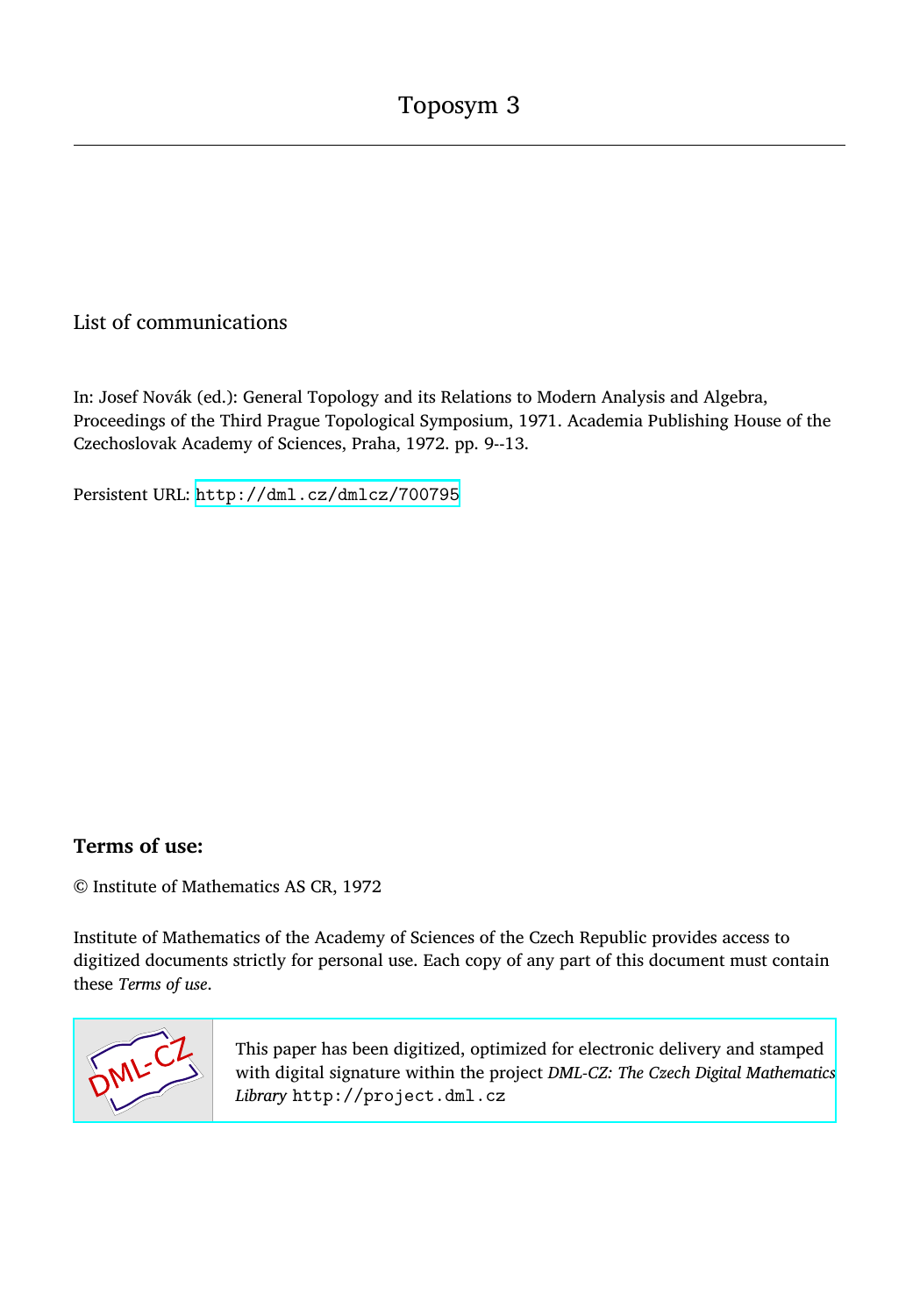# Toposym 3

List of communications

In: Josef Novák (ed.): General Topology and its Relations to Modern Analysis and Algebra, Proceedings of the Third Prague Topological Symposium, 1971. Academia Publishing House of the Czechoslovak Academy of Sciences, Praha, 1972. pp. 9--13.

Persistent URL: http://dml.cz/dmlcz/700795

## Terms of use:

© Institute of Mathematics AS CR, 1972

Institute of Mathematics of the Academy of Sciences of the Czech Republic provides access to digitized documents strictly for personal use. Each copy of any part of this document must contain these *Terms of use*.

This paper has been digitized, optimized for electronic delivery and stamped with digital signature within the project *DML-CZ: The Czech Digital Mathematics Library* http://project.dml.cz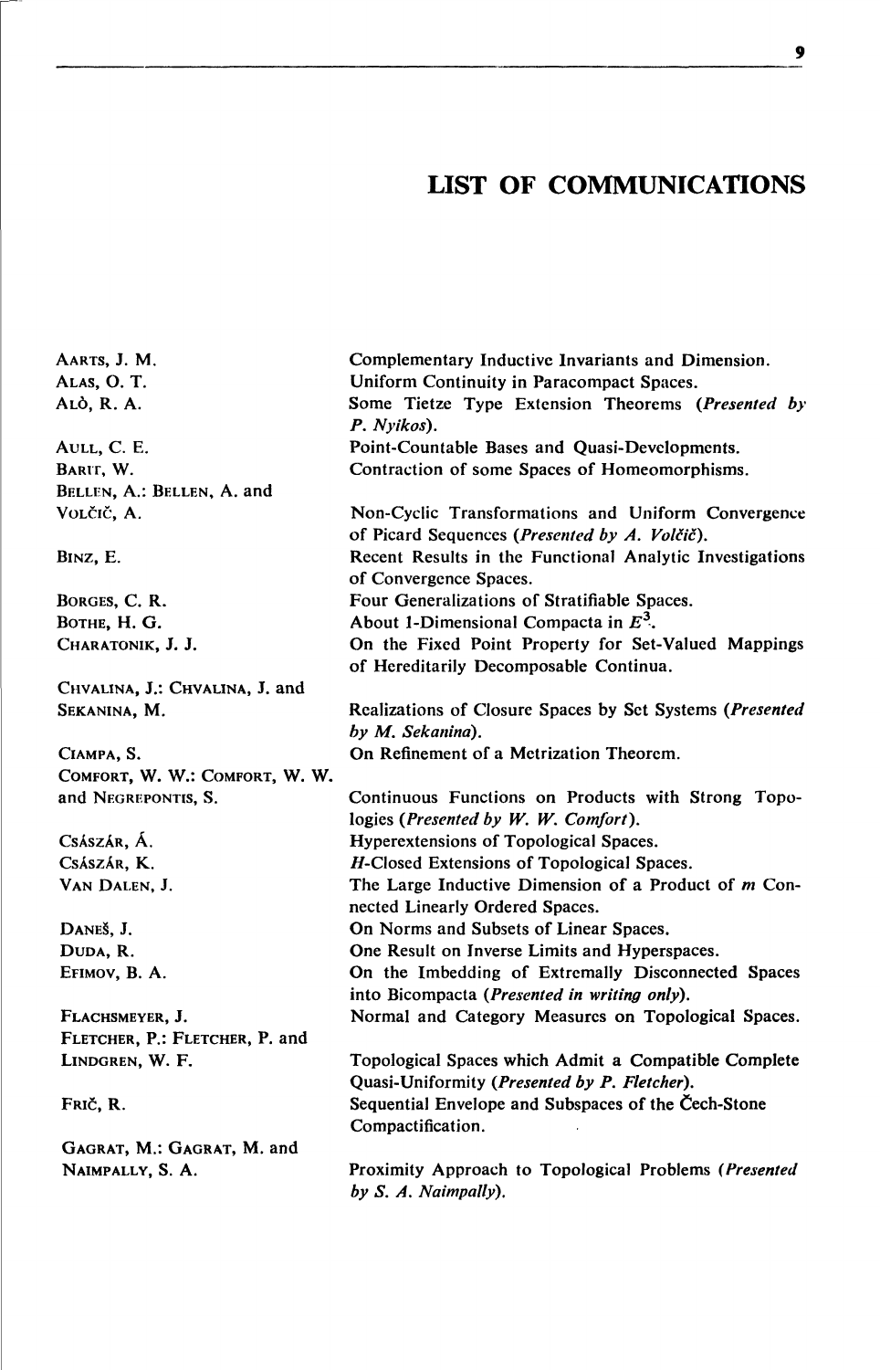# LIST OF COMMUNICATIONS

| | |
|---|---|
| AARTS, J. M. | Complementary Inductive Invariants and Dimension. |
| ALAS, O. T. | Uniform Continuity in Paracompact Spaces. |
| ALÒ, R. A. | Some Tietze Type Extension Theorems (*Presented by P. Nyikos*). |
| AULL, C. E. | Point-Countable Bases and Quasi-Developments. |
| BARIT, W. | Contraction of some Spaces of Homeomorphisms. |
| BELLEN, A.: BELLEN, A. and VOLČIČ, A. | Non-Cyclic Transformations and Uniform Convergence of Picard Sequences (*Presented by A. Volčič*). |
| BINZ, E. | Recent Results in the Functional Analytic Investigations of Convergence Spaces. |
| BORGES, C. R. | Four Generalizations of Stratifiable Spaces. |
| BOTHE, H. G. | About 1-Dimensional Compacta in $E^3$. |
| CHARATONIK, J. J. | On the Fixed Point Property for Set-Valued Mappings of Hereditarily Decomposable Continua. |
| CHVALINA, J.: CHVALINA, J. and SEKANINA, M. | Realizations of Closure Spaces by Set Systems (*Presented by M. Sekanina*). |
| CIAMPA, S. | On Refinement of a Metrization Theorem. |
| COMFORT, W. W.: COMFORT, W. W. and NEGREPONTIS, S. | Continuous Functions on Products with Strong Topologies (*Presented by W. W. Comfort*). |
| CSÁSZÁR, Á. | Hyperextensions of Topological Spaces. |
| CSÁSZÁR, K. | *H*-Closed Extensions of Topological Spaces. |
| VAN DALEN, J. | The Large Inductive Dimension of a Product of *m* Connected Linearly Ordered Spaces. |
| DANEŠ, J. | On Norms and Subsets of Linear Spaces. |
| DUDA, R. | One Result on Inverse Limits and Hyperspaces. |
| EFIMOV, B. A. | On the Imbedding of Extremally Disconnected Spaces into Bicompacta (*Presented in writing only*). |
| FLACHSMEYER, J. | Normal and Category Measures on Topological Spaces. |
| FLETCHER, P.: FLETCHER, P. and LINDGREN, W. F. | Topological Spaces which Admit a Compatible Complete Quasi-Uniformity (*Presented by P. Fletcher*). |
| FRIČ, R. | Sequential Envelope and Subspaces of the Čech-Stone Compactification. |
| GAGRAT, M.: GAGRAT, M. and NAIMPALLY, S. A. | Proximity Approach to Topological Problems (*Presented by S. A. Naimpally*). |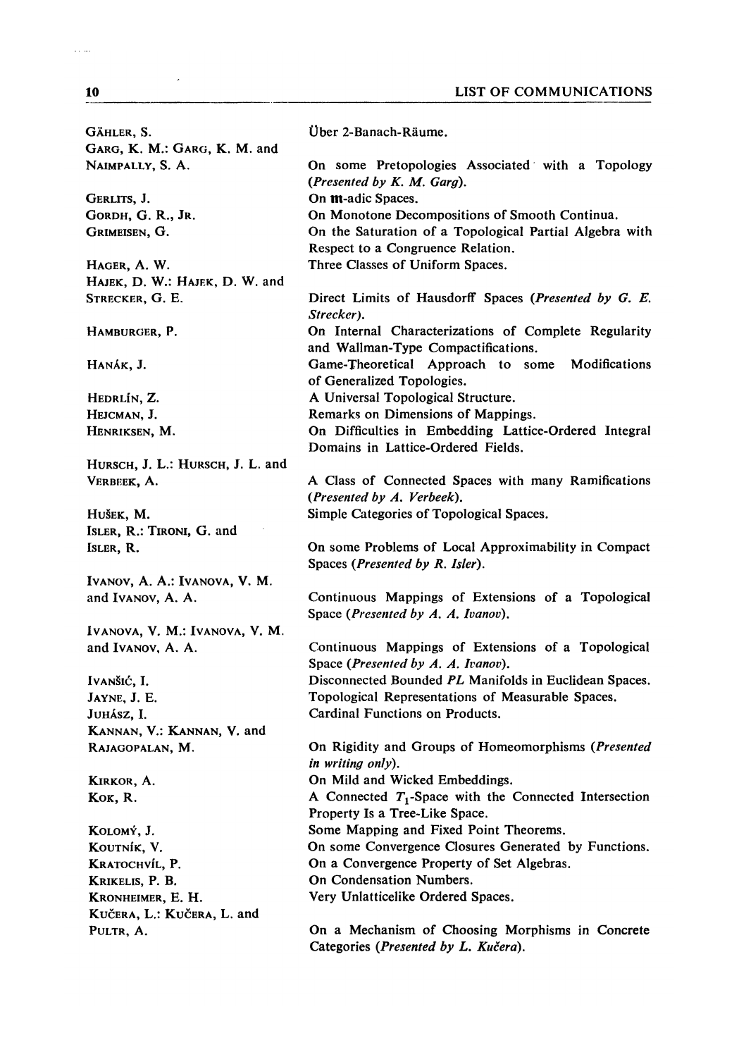| | |
|---|---|
| GÄHLER, S. | Über 2-Banach-Räume. |
| GARG, K. M.: GARG, K. M. and NAIMPALLY, S. A. | On some Pretopologies Associated with a Topology (*Presented by K. M. Garg*). |
| GERLITS, J. | On $\mathfrak{m}$-adic Spaces. |
| GORDH, G. R., JR. | On Monotone Decompositions of Smooth Continua. |
| GRIMEISEN, G. | On the Saturation of a Topological Partial Algebra with Respect to a Congruence Relation. |
| HAGER, A. W. | Three Classes of Uniform Spaces. |
| HAJEK, D. W.: HAJEK, D. W. and STRECKER, G. E. | Direct Limits of Hausdorff Spaces (*Presented by G. E. Strecker*). |
| HAMBURGER, P. | On Internal Characterizations of Complete Regularity and Wallman-Type Compactifications. |
| HANÁK, J. | Game-Theoretical Approach to some Modifications of Generalized Topologies. |
| HEDRLÍN, Z. | A Universal Topological Structure. |
| HEJCMAN, J. | Remarks on Dimensions of Mappings. |
| HENRIKSEN, M. | On Difficulties in Embedding Lattice-Ordered Integral Domains in Lattice-Ordered Fields. |
| HURSCH, J. L.: HURSCH, J. L. and VERBEEK, A. | A Class of Connected Spaces with many Ramifications (*Presented by A. Verbeek*). |
| HUŠEK, M. | Simple Categories of Topological Spaces. |
| ISLER, R.: TIRONI, G. and ISLER, R. | On some Problems of Local Approximability in Compact Spaces (*Presented by R. Isler*). |
| IVANOV, A. A.: IVANOVA, V. M. and IVANOV, A. A. | Continuous Mappings of Extensions of a Topological Space (*Presented by A. A. Ivanov*). |
| IVANOVA, V. M.: IVANOVA, V. M. and IVANOV, A. A. | Continuous Mappings of Extensions of a Topological Space (*Presented by A. A. Ivanov*). |
| IVANŠIĆ, I. | Disconnected Bounded *PL* Manifolds in Euclidean Spaces. |
| JAYNE, J. E. | Topological Representations of Measurable Spaces. |
| JUHÁSZ, I. | Cardinal Functions on Products. |
| KANNAN, V.: KANNAN, V. and RAJAGOPALAN, M. | On Rigidity and Groups of Homeomorphisms (*Presented in writing only*). |
| KIRKOR, A. | On Mild and Wicked Embeddings. |
| KOK, R. | A Connected $T_1$-Space with the Connected Intersection Property Is a Tree-Like Space. |
| KOLOMÝ, J. | Some Mapping and Fixed Point Theorems. |
| KOUTNÍK, V. | On some Convergence Closures Generated by Functions. |
| KRATOCHVÍL, P. | On a Convergence Property of Set Algebras. |
| KRIKELIS, P. B. | On Condensation Numbers. |
| KRONHEIMER, E. H. | Very Unlatticelike Ordered Spaces. |
| KUČERA, L.: KUČERA, L. and PULTR, A. | On a Mechanism of Choosing Morphisms in Concrete Categories (*Presented by L. Kučera*). |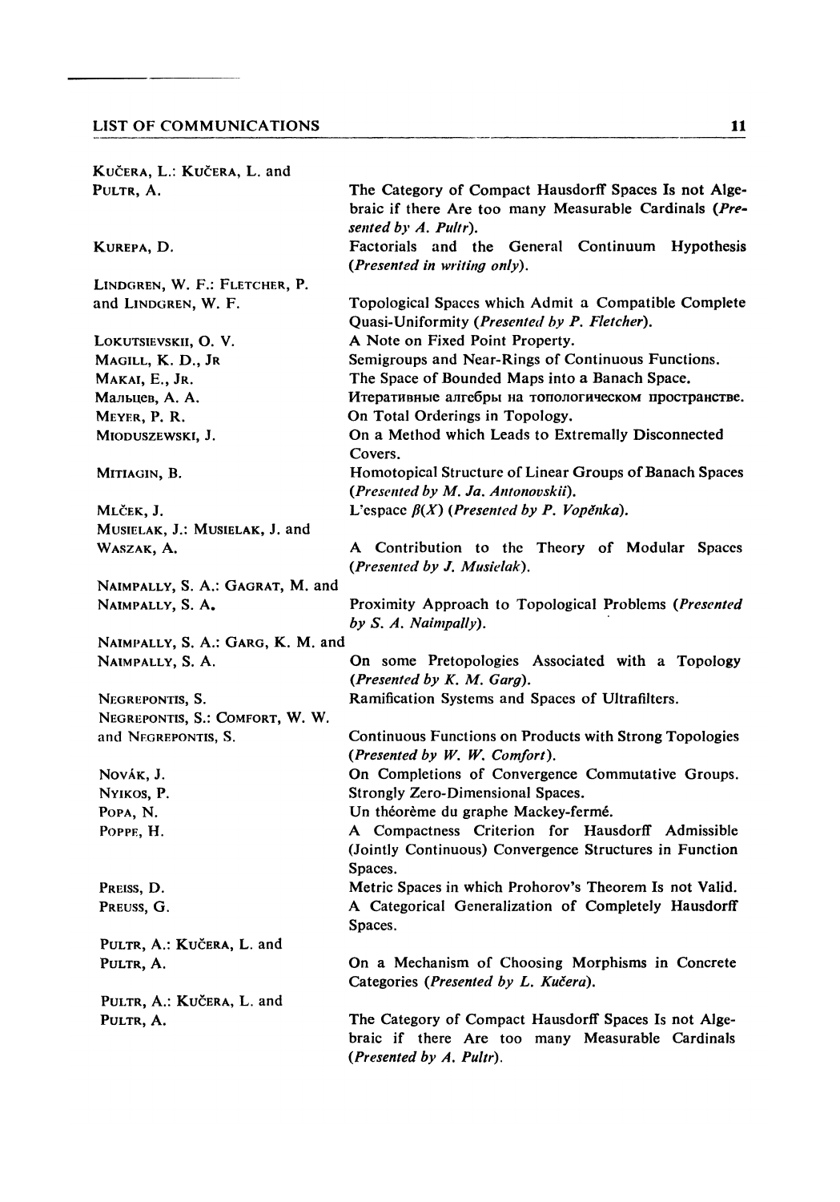| | |
|---|---|
| Kučera, L.: Kučera, L. and Pultr, A. | The Category of Compact Hausdorff Spaces Is not Algebraic if there Are too many Measurable Cardinals (*Presented by A. Pultr*). |
| Kurepa, D. | Factorials and the General Continuum Hypothesis (*Presented in writing only*). |
| Lindgren, W. F.: Fletcher, P. and Lindgren, W. F. | Topological Spaces which Admit a Compatible Complete Quasi-Uniformity (*Presented by P. Fletcher*). |
| Lokutsievskii, O. V. | A Note on Fixed Point Property. |
| Magill, K. D., Jr | Semigroups and Near-Rings of Continuous Functions. |
| Makai, E., Jr. | The Space of Bounded Maps into a Banach Space. |
| Мальцев, А. А. | Итеративные алгебры на топологическом пространстве. |
| Meyer, P. R. | On Total Orderings in Topology. |
| Mioduszewski, J. | On a Method which Leads to Extremally Disconnected Covers. |
| Mitiagin, B. | Homotopical Structure of Linear Groups of Banach Spaces (*Presented by M. Ja. Antonovskii*). |
| Mlček, J. | L'espace $\beta(X)$ (*Presented by P. Vopěnka*). |
| Musielak, J.: Musielak, J. and Waszak, A. | A Contribution to the Theory of Modular Spaces (*Presented by J. Musielak*). |
| Naimpally, S. A.: Gagrat, M. and Naimpally, S. A. | Proximity Approach to Topological Problems (*Presented by S. A. Naimpally*). |
| Naimpally, S. A.: Garg, K. M. and Naimpally, S. A. | On some Pretopologies Associated with a Topology (*Presented by K. M. Garg*). |
| Negrepontis, S. | Ramification Systems and Spaces of Ultrafilters. |
| Negrepontis, S.: Comfort, W. W. and Negrepontis, S. | Continuous Functions on Products with Strong Topologies (*Presented by W. W. Comfort*). |
| Novák, J. | On Completions of Convergence Commutative Groups. |
| Nyikos, P. | Strongly Zero-Dimensional Spaces. |
| Popa, N. | Un théorème du graphe Mackey-fermé. |
| Poppe, H. | A Compactness Criterion for Hausdorff Admissible (Jointly Continuous) Convergence Structures in Function Spaces. |
| Preiss, D. | Metric Spaces in which Prohorov's Theorem Is not Valid. |
| Preuss, G. | A Categorical Generalization of Completely Hausdorff Spaces. |
| Pultr, A.: Kučera, L. and Pultr, A. | On a Mechanism of Choosing Morphisms in Concrete Categories (*Presented by L. Kučera*). |
| Pultr, A.: Kučera, L. and Pultr, A. | The Category of Compact Hausdorff Spaces Is not Algebraic if there Are too many Measurable Cardinals (*Presented by A. Pultr*). |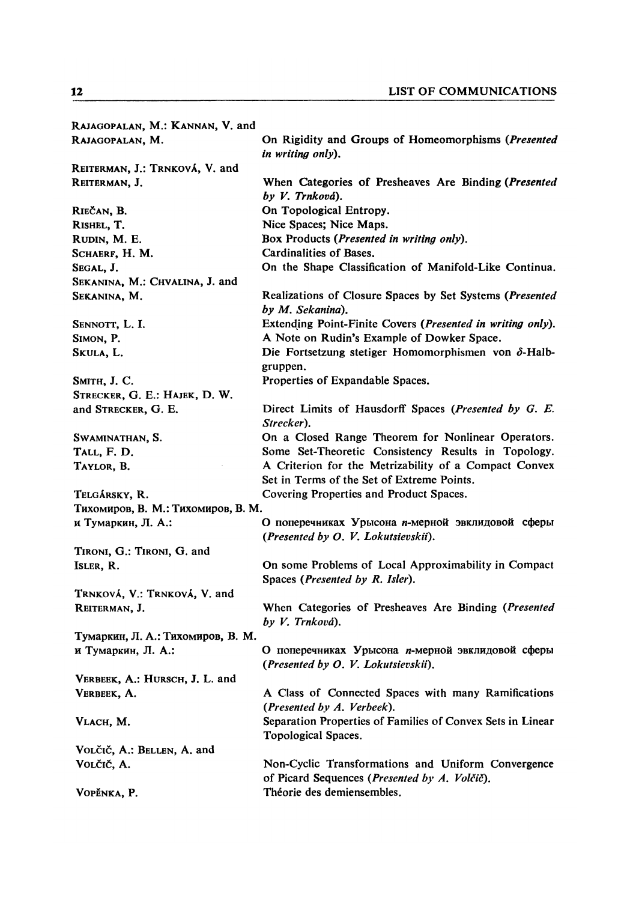| | |
|---|---|
| RAJAGOPALAN, M.: KANNAN, V. and RAJAGOPALAN, M. | On Rigidity and Groups of Homeomorphisms (*Presented in writing only*). |
| REITERMAN, J.: TRNKOVÁ, V. and REITERMAN, J. | When Categories of Presheaves Are Binding (*Presented by V. Trnková*). |
| RIEČAN, B. | On Topological Entropy. |
| RISHEL, T. | Nice Spaces; Nice Maps. |
| RUDIN, M. E. | Box Products (*Presented in writing only*). |
| SCHAERF, H. M. | Cardinalities of Bases. |
| SEGAL, J. | On the Shape Classification of Manifold-Like Continua. |
| SEKANINA, M.: CHVALINA, J. and SEKANINA, M. | Realizations of Closure Spaces by Set Systems (*Presented by M. Sekanina*). |
| SENNOTT, L. I. | Extending Point-Finite Covers (*Presented in writing only*). |
| SIMON, P. | A Note on Rudin's Example of Dowker Space. |
| SKULA, L. | Die Fortsetzung stetiger Homomorphismen von $\delta$-Halbgruppen. |
| SMITH, J. C. | Properties of Expandable Spaces. |
| STRECKER, G. E.: HAJEK, D. W. and STRECKER, G. E. | Direct Limits of Hausdorff Spaces (*Presented by G. E. Strecker*). |
| SWAMINATHAN, S. | On a Closed Range Theorem for Nonlinear Operators. |
| TALL, F. D. | Some Set-Theoretic Consistency Results in Topology. |
| TAYLOR, B. | A Criterion for the Metrizability of a Compact Convex Set in Terms of the Set of Extreme Points. |
| TELGÁRSKY, R. | Covering Properties and Product Spaces. |
| ТИХОМИРОВ, В. М.: Тихомиров, В. М. и Тумаркин, Л. А.: | О поперечниках Урысона $n$-мерной эвклидовой сферы (*Presented by O. V. Lokutsievskii*). |
| TIRONI, G.: TIRONI, G. and ISLER, R. | On some Problems of Local Approximability in Compact Spaces (*Presented by R. Isler*). |
| TRNKOVÁ, V.: TRNKOVÁ, V. and REITERMAN, J. | When Categories of Presheaves Are Binding (*Presented by V. Trnková*). |
| ТУМАРКИН, Л. А.: Тихомиров, В. М. и Тумаркин, Л. А.: | О поперечниках Урысона $n$-мерной эвклидовой сферы (*Presented by O. V. Lokutsievskii*). |
| VERBEEK, A.: HURSCH, J. L. and VERBEEK, A. | A Class of Connected Spaces with many Ramifications (*Presented by A. Verbeek*). |
| VLACH, M. | Separation Properties of Families of Convex Sets in Linear Topological Spaces. |
| VOLČIČ, A.: BELLEN, A. and VOLČIČ, A. | Non-Cyclic Transformations and Uniform Convergence of Picard Sequences (*Presented by A. Volčič*). |
| VOPĚNKA, P. | Théorie des demiensembles. |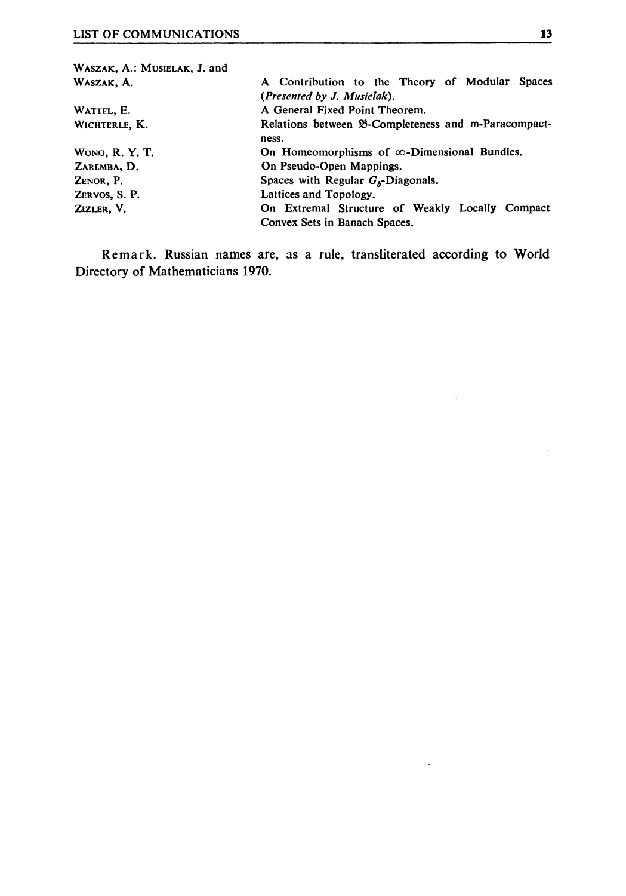| | |
|---|---|
| WASZAK, A.: MUSIELAK, J. and WASZAK, A. | A Contribution to the Theory of Modular Spaces (*Presented by J. Musielak*). |
| WATTEL, E. | A General Fixed Point Theorem. |
| WICHTERLE, K. | Relations between $\mathfrak{B}$-Completeness and $\mathfrak{m}$-Paracompactness. |
| WONG, R. Y. T. | On Homeomorphisms of $\infty$-Dimensional Bundles. |
| ZAREMBA, D. | On Pseudo-Open Mappings. |
| ZENOR, P. | Spaces with Regular $G_\delta$-Diagonals. |
| ZERVOS, S. P. | Lattices and Topology. |
| ZIZLER, V. | On Extremal Structure of Weakly Locally Compact Convex Sets in Banach Spaces. |

Remark. Russian names are, as a rule, transliterated according to World Directory of Mathematicians 1970.